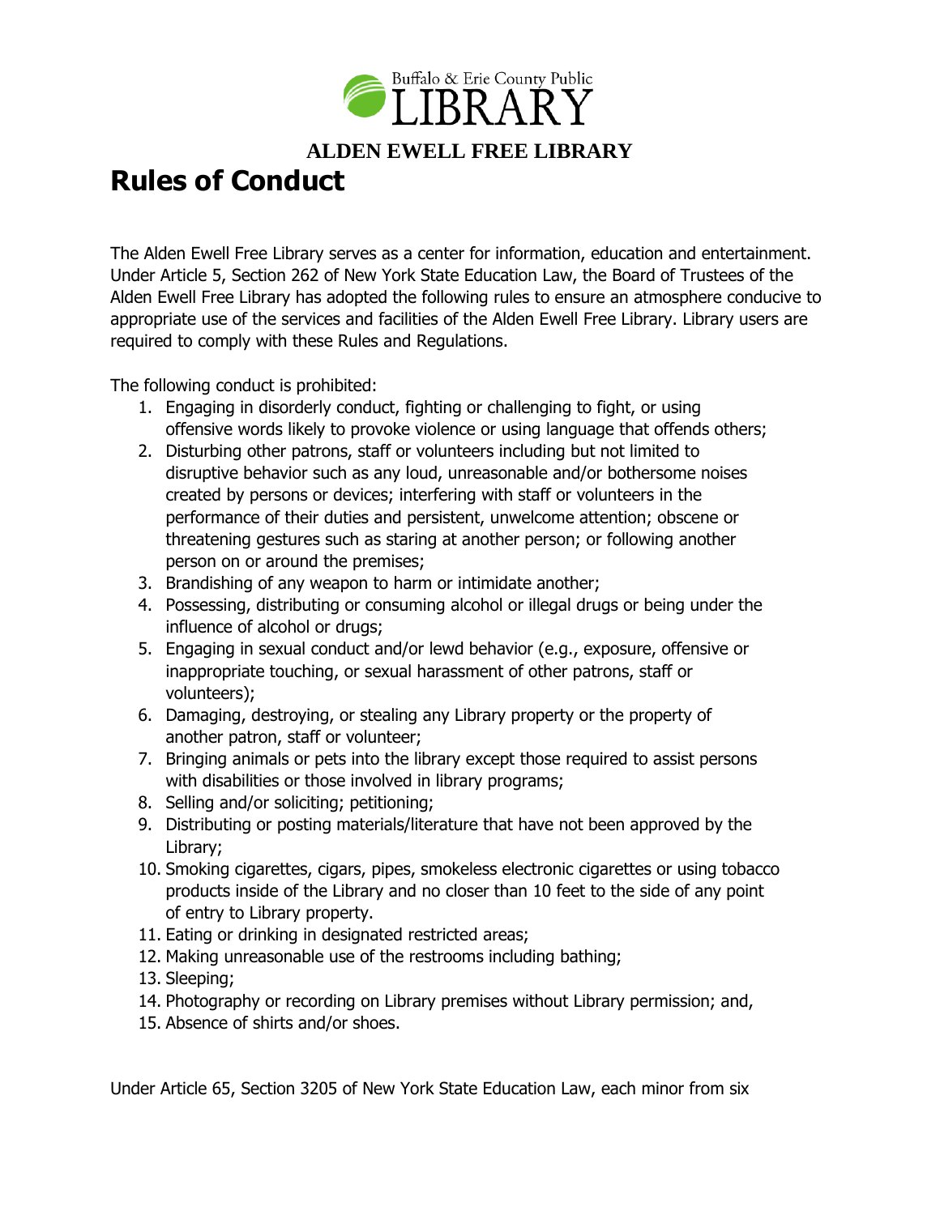Buffalo & Erie County Public LIBRARY

**ALDEN EWELL FREE LIBRARY**

# Rules of Conduct

The Alden Ewell Free Library serves as a center for information, education and entertainment. Under Article 5, Section 262 of New York State Education Law, the Board of Trustees of the Alden Ewell Free Library has adopted the following rules to ensure an atmosphere conducive to appropriate use of the services and facilities of the Alden Ewell Free Library. Library users are required to comply with these Rules and Regulations.

The following conduct is prohibited:

1. Engaging in disorderly conduct, fighting or challenging to fight, or using offensive words likely to provoke violence or using language that offends others;
2. Disturbing other patrons, staff or volunteers including but not limited to disruptive behavior such as any loud, unreasonable and/or bothersome noises created by persons or devices; interfering with staff or volunteers in the performance of their duties and persistent, unwelcome attention; obscene or threatening gestures such as staring at another person; or following another person on or around the premises;
3. Brandishing of any weapon to harm or intimidate another;
4. Possessing, distributing or consuming alcohol or illegal drugs or being under the influence of alcohol or drugs;
5. Engaging in sexual conduct and/or lewd behavior (e.g., exposure, offensive or inappropriate touching, or sexual harassment of other patrons, staff or volunteers);
6. Damaging, destroying, or stealing any Library property or the property of another patron, staff or volunteer;
7. Bringing animals or pets into the library except those required to assist persons with disabilities or those involved in library programs;
8. Selling and/or soliciting; petitioning;
9. Distributing or posting materials/literature that have not been approved by the Library;
10. Smoking cigarettes, cigars, pipes, smokeless electronic cigarettes or using tobacco products inside of the Library and no closer than 10 feet to the side of any point of entry to Library property.
11. Eating or drinking in designated restricted areas;
12. Making unreasonable use of the restrooms including bathing;
13. Sleeping;
14. Photography or recording on Library premises without Library permission; and,
15. Absence of shirts and/or shoes.

Under Article 65, Section 3205 of New York State Education Law, each minor from six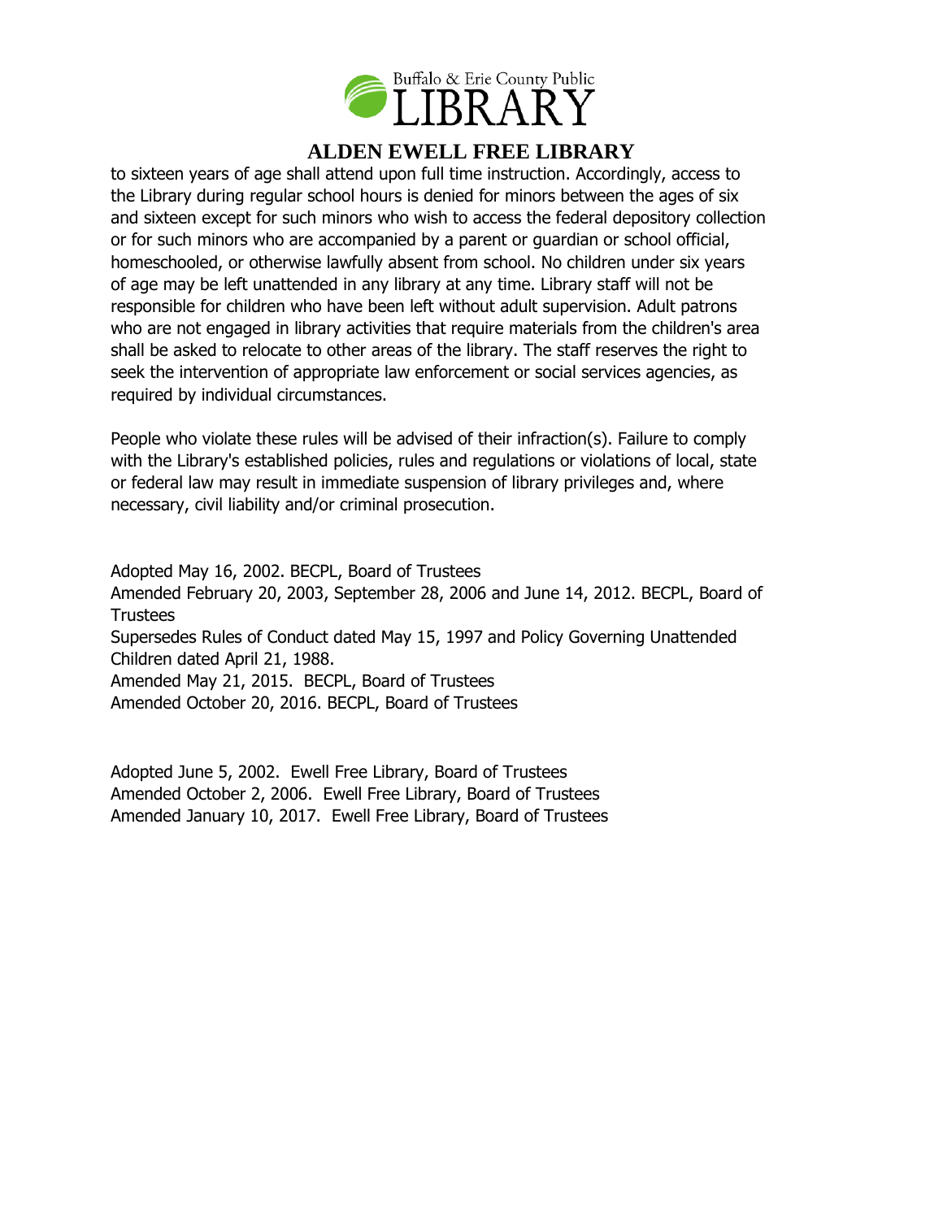to sixteen years of age shall attend upon full time instruction. Accordingly, access to the Library during regular school hours is denied for minors between the ages of six and sixteen except for such minors who wish to access the federal depository collection or for such minors who are accompanied by a parent or guardian or school official, homeschooled, or otherwise lawfully absent from school. No children under six years of age may be left unattended in any library at any time. Library staff will not be responsible for children who have been left without adult supervision. Adult patrons who are not engaged in library activities that require materials from the children's area shall be asked to relocate to other areas of the library. The staff reserves the right to seek the intervention of appropriate law enforcement or social services agencies, as required by individual circumstances.

People who violate these rules will be advised of their infraction(s). Failure to comply with the Library's established policies, rules and regulations or violations of local, state or federal law may result in immediate suspension of library privileges and, where necessary, civil liability and/or criminal prosecution.

Adopted May 16, 2002. BECPL, Board of Trustees
Amended February 20, 2003, September 28, 2006 and June 14, 2012. BECPL, Board of Trustees
Supersedes Rules of Conduct dated May 15, 1997 and Policy Governing Unattended Children dated April 21, 1988.
Amended May 21, 2015. BECPL, Board of Trustees
Amended October 20, 2016. BECPL, Board of Trustees

Adopted June 5, 2002. Ewell Free Library, Board of Trustees
Amended October 2, 2006. Ewell Free Library, Board of Trustees
Amended January 10, 2017. Ewell Free Library, Board of Trustees